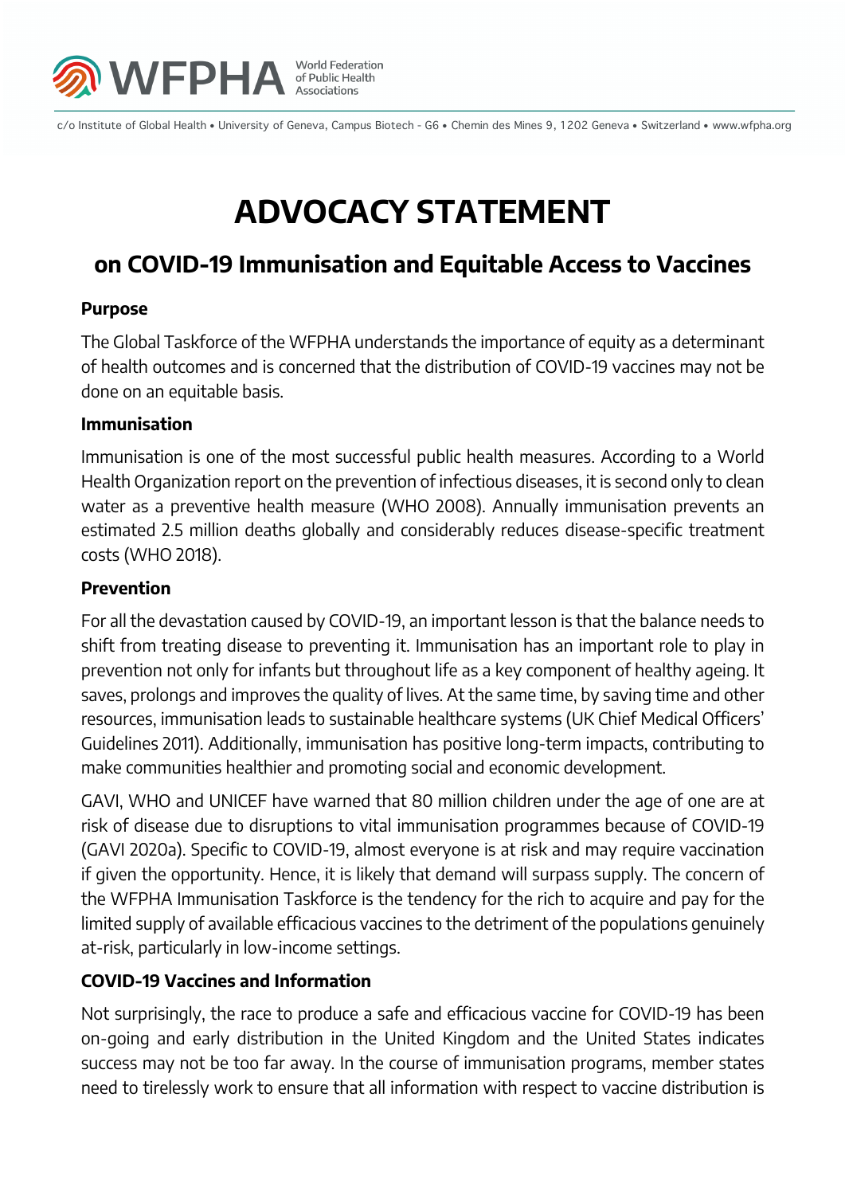# ADVOCACY STATEMENT

## on COVID-19 Immunisation and Equitable Access to Vaccines

**Purpose**

The Global Taskforce of the WFPHA understands the importance of equity as a determinant of health outcomes and is concerned that the distribution of COVID-19 vaccines may not be done on an equitable basis.

**Immunisation**

Immunisation is one of the most successful public health measures. According to a World Health Organization report on the prevention of infectious diseases, it is second only to clean water as a preventive health measure (WHO 2008). Annually immunisation prevents an estimated 2.5 million deaths globally and considerably reduces disease-specific treatment costs (WHO 2018).

**Prevention**

For all the devastation caused by COVID-19, an important lesson is that the balance needs to shift from treating disease to preventing it. Immunisation has an important role to play in prevention not only for infants but throughout life as a key component of healthy ageing. It saves, prolongs and improves the quality of lives. At the same time, by saving time and other resources, immunisation leads to sustainable healthcare systems (UK Chief Medical Officers' Guidelines 2011). Additionally, immunisation has positive long-term impacts, contributing to make communities healthier and promoting social and economic development.

GAVI, WHO and UNICEF have warned that 80 million children under the age of one are at risk of disease due to disruptions to vital immunisation programmes because of COVID-19 (GAVI 2020a). Specific to COVID-19, almost everyone is at risk and may require vaccination if given the opportunity. Hence, it is likely that demand will surpass supply. The concern of the WFPHA Immunisation Taskforce is the tendency for the rich to acquire and pay for the limited supply of available efficacious vaccines to the detriment of the populations genuinely at-risk, particularly in low-income settings.

**COVID-19 Vaccines and Information**

Not surprisingly, the race to produce a safe and efficacious vaccine for COVID-19 has been on-going and early distribution in the United Kingdom and the United States indicates success may not be too far away. In the course of immunisation programs, member states need to tirelessly work to ensure that all information with respect to vaccine distribution is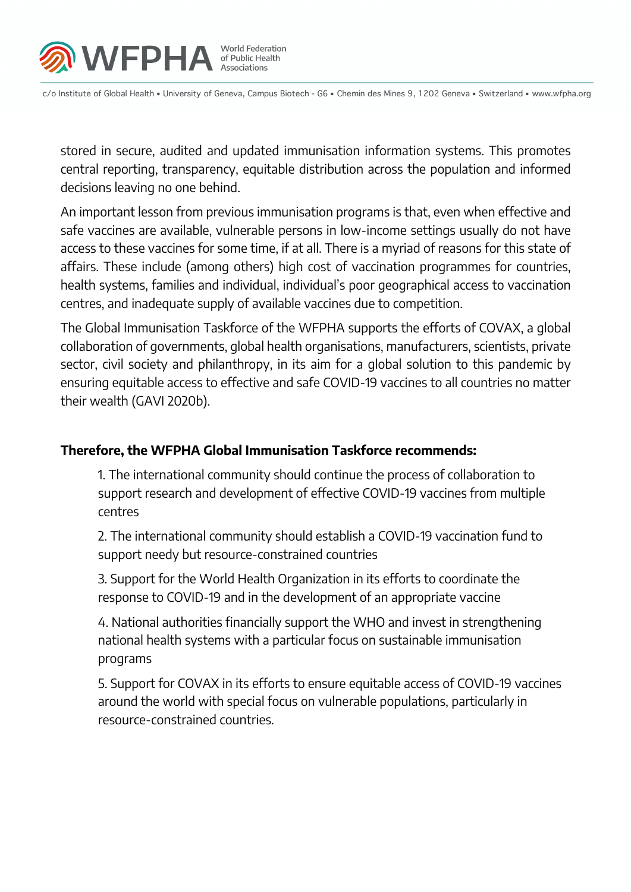stored in secure, audited and updated immunisation information systems. This promotes central reporting, transparency, equitable distribution across the population and informed decisions leaving no one behind.

An important lesson from previous immunisation programs is that, even when effective and safe vaccines are available, vulnerable persons in low-income settings usually do not have access to these vaccines for some time, if at all. There is a myriad of reasons for this state of affairs. These include (among others) high cost of vaccination programmes for countries, health systems, families and individual, individual's poor geographical access to vaccination centres, and inadequate supply of available vaccines due to competition.

The Global Immunisation Taskforce of the WFPHA supports the efforts of COVAX, a global collaboration of governments, global health organisations, manufacturers, scientists, private sector, civil society and philanthropy, in its aim for a global solution to this pandemic by ensuring equitable access to effective and safe COVID-19 vaccines to all countries no matter their wealth (GAVI 2020b).

**Therefore, the WFPHA Global Immunisation Taskforce recommends:**

1. The international community should continue the process of collaboration to support research and development of effective COVID-19 vaccines from multiple centres

2. The international community should establish a COVID-19 vaccination fund to support needy but resource-constrained countries

3. Support for the World Health Organization in its efforts to coordinate the response to COVID-19 and in the development of an appropriate vaccine

4. National authorities financially support the WHO and invest in strengthening national health systems with a particular focus on sustainable immunisation programs

5. Support for COVAX in its efforts to ensure equitable access of COVID-19 vaccines around the world with special focus on vulnerable populations, particularly in resource-constrained countries.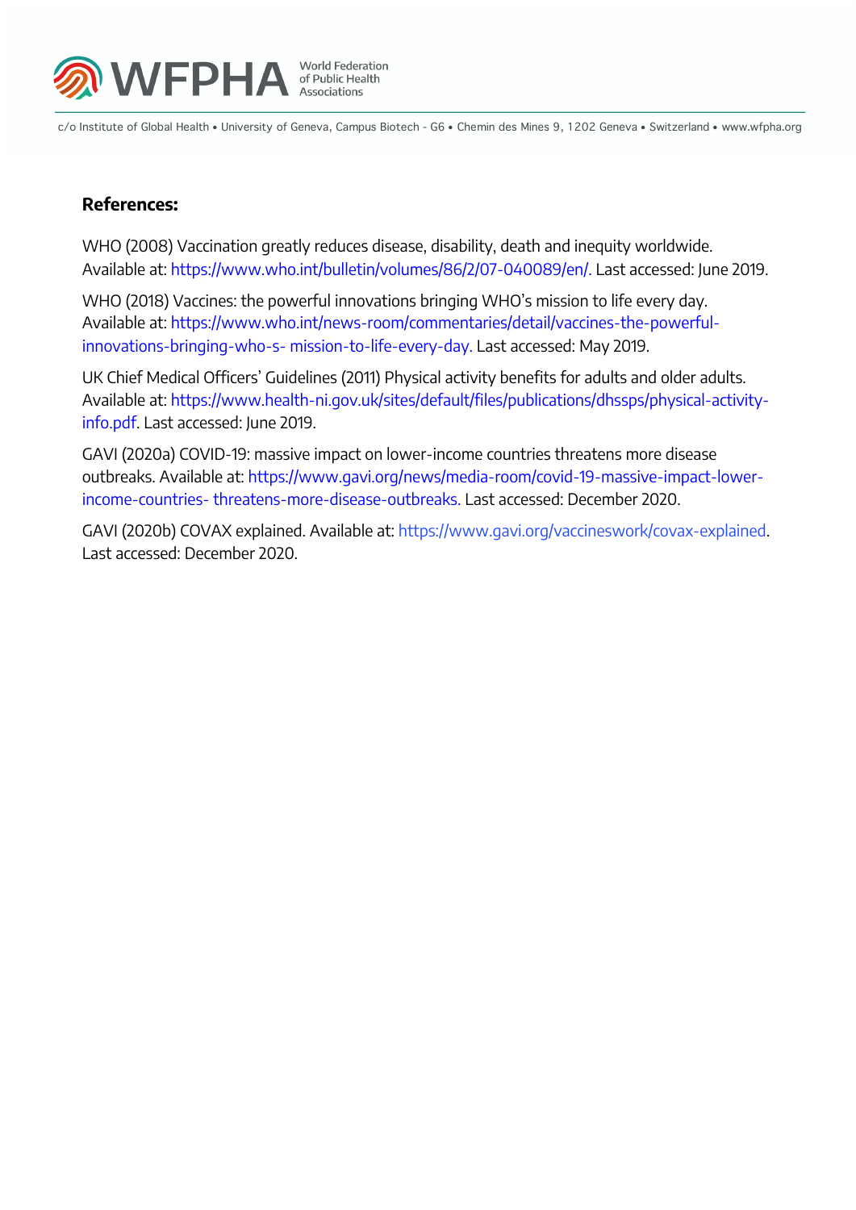## References:

WHO (2008) Vaccination greatly reduces disease, disability, death and inequity worldwide. Available at: https://www.who.int/bulletin/volumes/86/2/07-040089/en/. Last accessed: June 2019.

WHO (2018) Vaccines: the powerful innovations bringing WHO's mission to life every day. Available at: https://www.who.int/news-room/commentaries/detail/vaccines-the-powerful-innovations-bringing-who-s- mission-to-life-every-day. Last accessed: May 2019.

UK Chief Medical Officers' Guidelines (2011) Physical activity benefits for adults and older adults. Available at: https://www.health-ni.gov.uk/sites/default/files/publications/dhssps/physical-activity-info.pdf. Last accessed: June 2019.

GAVI (2020a) COVID-19: massive impact on lower-income countries threatens more disease outbreaks. Available at: https://www.gavi.org/news/media-room/covid-19-massive-impact-lower-income-countries- threatens-more-disease-outbreaks. Last accessed: December 2020.

GAVI (2020b) COVAX explained. Available at: https://www.gavi.org/vaccineswork/covax-explained. Last accessed: December 2020.